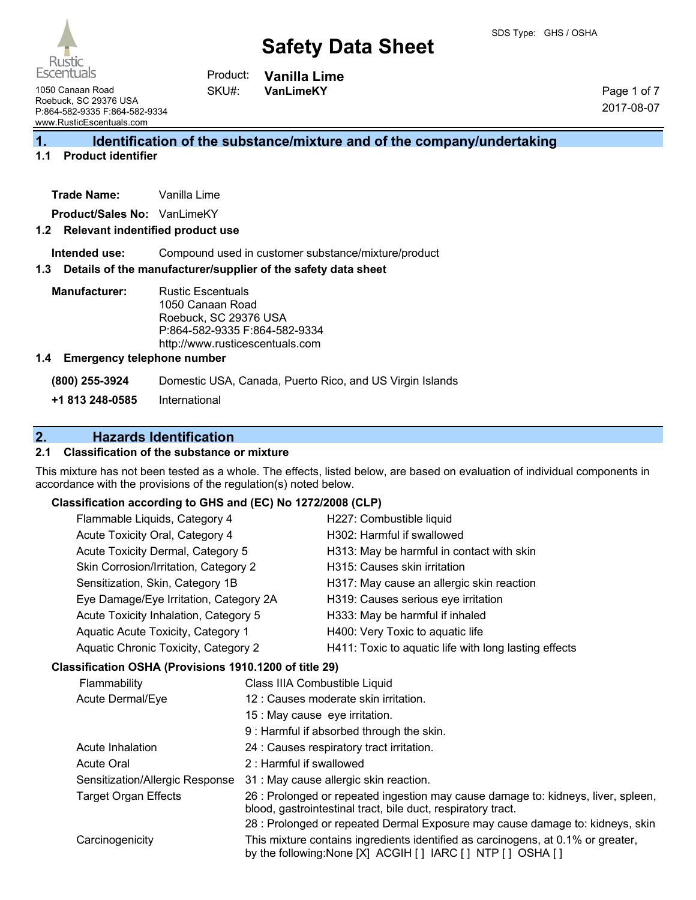# Safety Data Sheet

SDS Type: GHS / OSHA

Rustic Escentuals
1050 Canaan Road
Roebuck, SC 29376 USA
P:864-582-9335 F:864-582-9334
www.RusticEscentuals.com

Product: **Vanilla Lime**
SKU#: **VanLimeKY**

2017-08-07

## 1. Identification of the substance/mixture and of the company/undertaking

### 1.1 Product identifier

**Trade Name:** Vanilla Lime

**Product/Sales No:** VanLimeKY

### 1.2 Relevant indentified product use

**Intended use:** Compound used in customer substance/mixture/product

### 1.3 Details of the manufacturer/supplier of the safety data sheet

**Manufacturer:** Rustic Escentuals
1050 Canaan Road
Roebuck, SC 29376 USA
P:864-582-9335 F:864-582-9334
http://www.rusticescentuals.com

### 1.4 Emergency telephone number

**(800) 255-3924** Domestic USA, Canada, Puerto Rico, and US Virgin Islands

**+1 813 248-0585** International

## 2. Hazards Identification

### 2.1 Classification of the substance or mixture

This mixture has not been tested as a whole. The effects, listed below, are based on evaluation of individual components in accordance with the provisions of the regulation(s) noted below.

**Classification according to GHS and (EC) No 1272/2008 (CLP)**

| | |
|---|---|
| Flammable Liquids, Category 4 | H227: Combustible liquid |
| Acute Toxicity Oral, Category 4 | H302: Harmful if swallowed |
| Acute Toxicity Dermal, Category 5 | H313: May be harmful in contact with skin |
| Skin Corrosion/Irritation, Category 2 | H315: Causes skin irritation |
| Sensitization, Skin, Category 1B | H317: May cause an allergic skin reaction |
| Eye Damage/Eye Irritation, Category 2A | H319: Causes serious eye irritation |
| Acute Toxicity Inhalation, Category 5 | H333: May be harmful if inhaled |
| Aquatic Acute Toxicity, Category 1 | H400: Very Toxic to aquatic life |
| Aquatic Chronic Toxicity, Category 2 | H411: Toxic to aquatic life with long lasting effects |

**Classification OSHA (Provisions 1910.1200 of title 29)**

| | |
|---|---|
| Flammability | Class IIIA Combustible Liquid |
| Acute Dermal/Eye | 12 : Causes moderate skin irritation. |
| | 15 : May cause eye irritation. |
| | 9 : Harmful if absorbed through the skin. |
| Acute Inhalation | 24 : Causes respiratory tract irritation. |
| Acute Oral | 2 : Harmful if swallowed |
| Sensitization/Allergic Response | 31 : May cause allergic skin reaction. |
| Target Organ Effects | 26 : Prolonged or repeated ingestion may cause damage to: kidneys, liver, spleen, blood, gastrointestinal tract, bile duct, respiratory tract. |
| | 28 : Prolonged or repeated Dermal Exposure may cause damage to: kidneys, skin |
| Carcinogenicity | This mixture contains ingredients identified as carcinogens, at 0.1% or greater, by the following:None [X] ACGIH [ ] IARC [ ] NTP [ ] OSHA [ ] |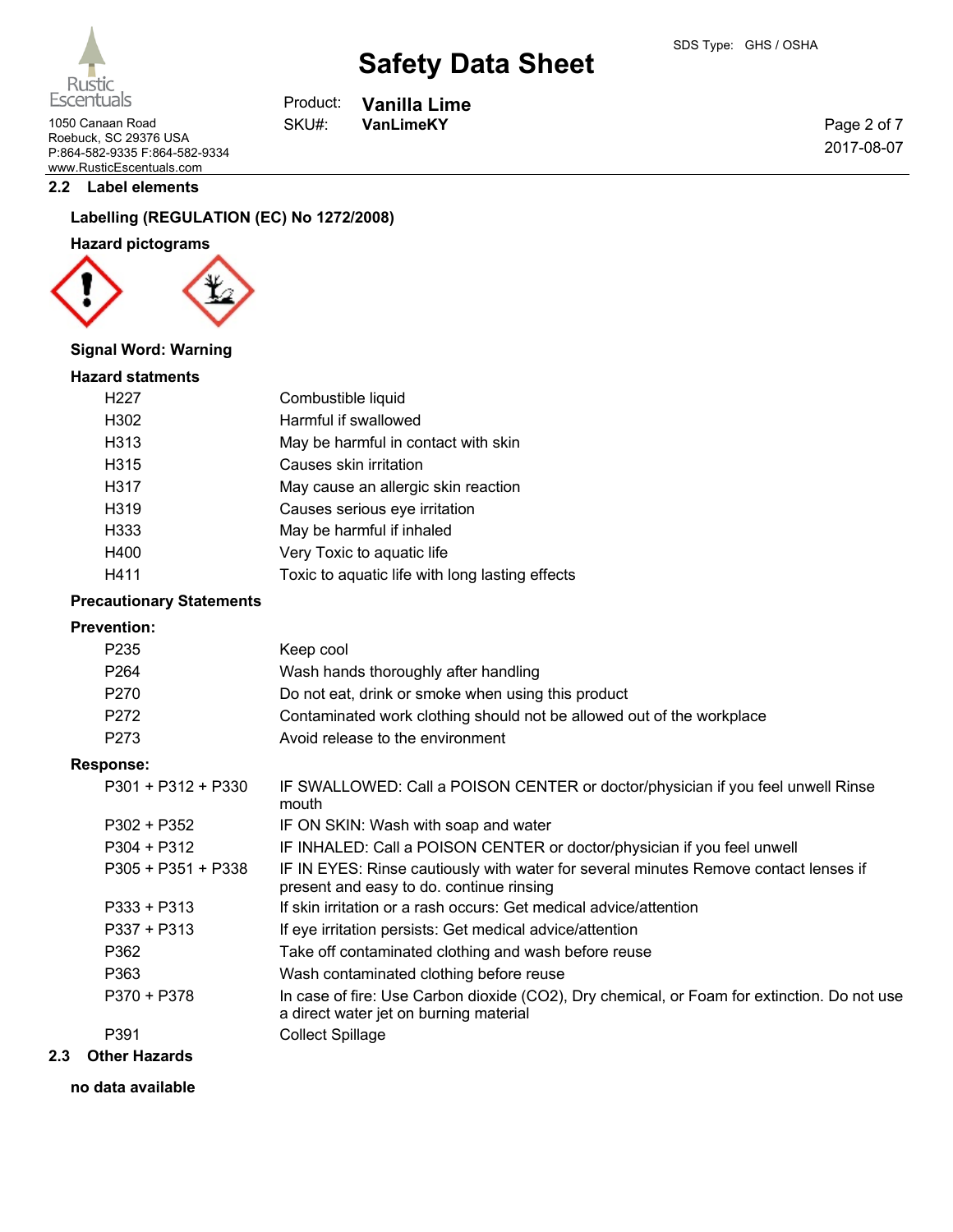## 2.2 Label elements

**Labelling (REGULATION (EC) No 1272/2008)**

**Hazard pictograms**

**Signal Word: Warning**

**Hazard statments**

| | |
|---|---|
| H227 | Combustible liquid |
| H302 | Harmful if swallowed |
| H313 | May be harmful in contact with skin |
| H315 | Causes skin irritation |
| H317 | May cause an allergic skin reaction |
| H319 | Causes serious eye irritation |
| H333 | May be harmful if inhaled |
| H400 | Very Toxic to aquatic life |
| H411 | Toxic to aquatic life with long lasting effects |

**Precautionary Statements**

**Prevention:**

| | |
|---|---|
| P235 | Keep cool |
| P264 | Wash hands thoroughly after handling |
| P270 | Do not eat, drink or smoke when using this product |
| P272 | Contaminated work clothing should not be allowed out of the workplace |
| P273 | Avoid release to the environment |

**Response:**

| | |
|---|---|
| P301 + P312 + P330 | IF SWALLOWED: Call a POISON CENTER or doctor/physician if you feel unwell Rinse mouth |
| P302 + P352 | IF ON SKIN: Wash with soap and water |
| P304 + P312 | IF INHALED: Call a POISON CENTER or doctor/physician if you feel unwell |
| P305 + P351 + P338 | IF IN EYES: Rinse cautiously with water for several minutes Remove contact lenses if present and easy to do. continue rinsing |
| P333 + P313 | If skin irritation or a rash occurs: Get medical advice/attention |
| P337 + P313 | If eye irritation persists: Get medical advice/attention |
| P362 | Take off contaminated clothing and wash before reuse |
| P363 | Wash contaminated clothing before reuse |
| P370 + P378 | In case of fire: Use Carbon dioxide ($CO_2$), Dry chemical, or Foam for extinction. Do not use a direct water jet on burning material |
| P391 | Collect Spillage |

## 2.3 Other Hazards

**no data available**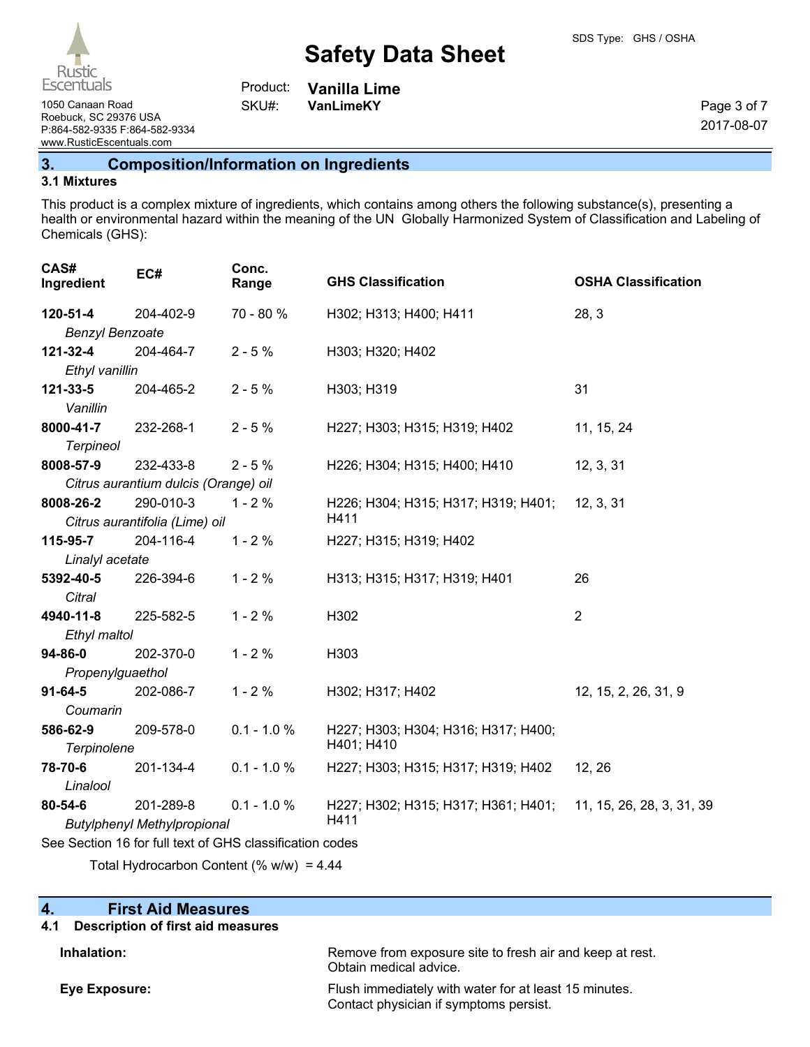## 3. Composition/Information on Ingredients

### 3.1 Mixtures

This product is a complex mixture of ingredients, which contains among others the following substance(s), presenting a health or environmental hazard within the meaning of the UN Globally Harmonized System of Classification and Labeling of Chemicals (GHS):

| CAS# Ingredient | EC# | Conc. Range | GHS Classification | OSHA Classification |
|---|---|---|---|---|
| **120-51-4** *Benzyl Benzoate* | 204-402-9 | 70 - 80 % | H302; H313; H400; H411 | 28, 3 |
| **121-32-4** *Ethyl vanillin* | 204-464-7 | 2 - 5 % | H303; H320; H402 | |
| **121-33-5** *Vanillin* | 204-465-2 | 2 - 5 % | H303; H319 | 31 |
| **8000-41-7** *Terpineol* | 232-268-1 | 2 - 5 % | H227; H303; H315; H319; H402 | 11, 15, 24 |
| **8008-57-9** *Citrus aurantium dulcis (Orange) oil* | 232-433-8 | 2 - 5 % | H226; H304; H315; H400; H410 | 12, 3, 31 |
| **8008-26-2** *Citrus aurantifolia (Lime) oil* | 290-010-3 | 1 - 2 % | H226; H304; H315; H317; H319; H401; H411 | 12, 3, 31 |
| **115-95-7** *Linalyl acetate* | 204-116-4 | 1 - 2 % | H227; H315; H319; H402 | |
| **5392-40-5** *Citral* | 226-394-6 | 1 - 2 % | H313; H315; H317; H319; H401 | 26 |
| **4940-11-8** *Ethyl maltol* | 225-582-5 | 1 - 2 % | H302 | 2 |
| **94-86-0** *Propenylguaethol* | 202-370-0 | 1 - 2 % | H303 | |
| **91-64-5** *Coumarin* | 202-086-7 | 1 - 2 % | H302; H317; H402 | 12, 15, 2, 26, 31, 9 |
| **586-62-9** *Terpinolene* | 209-578-0 | 0.1 - 1.0 % | H227; H303; H304; H316; H317; H400; H401; H410 | |
| **78-70-6** *Linalool* | 201-134-4 | 0.1 - 1.0 % | H227; H303; H315; H317; H319; H402 | 12, 26 |
| **80-54-6** *Butylphenyl Methylpropional* | 201-289-8 | 0.1 - 1.0 % | H227; H302; H315; H317; H361; H401; H411 | 11, 15, 26, 28, 3, 31, 39 |

See Section 16 for full text of GHS classification codes

Total Hydrocarbon Content (% w/w) = 4.44

## 4. First Aid Measures

### 4.1 Description of first aid measures

**Inhalation:** Remove from exposure site to fresh air and keep at rest. Obtain medical advice.

**Eye Exposure:** Flush immediately with water for at least 15 minutes. Contact physician if symptoms persist.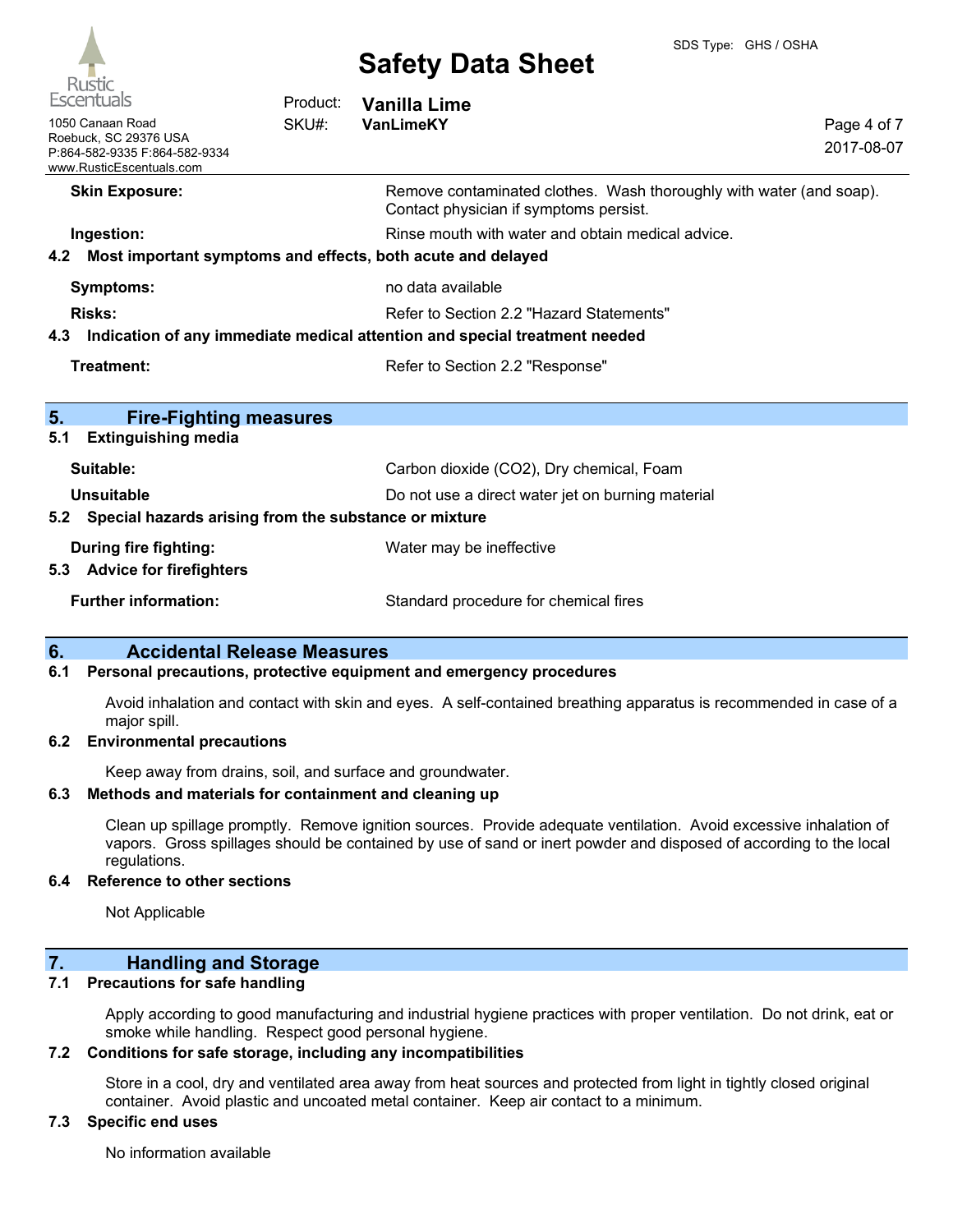| | |
|---|---|
| **Skin Exposure:** | Remove contaminated clothes. Wash thoroughly with water (and soap). Contact physician if symptoms persist. |
| **Ingestion:** | Rinse mouth with water and obtain medical advice. |

**4.2 Most important symptoms and effects, both acute and delayed**

| | |
|---|---|
| **Symptoms:** | no data available |
| **Risks:** | Refer to Section 2.2 "Hazard Statements" |

**4.3 Indication of any immediate medical attention and special treatment needed**

| | |
|---|---|
| **Treatment:** | Refer to Section 2.2 "Response" |

## 5. Fire-Fighting measures

**5.1 Extinguishing media**

| | |
|---|---|
| **Suitable:** | Carbon dioxide ($CO_2$), Dry chemical, Foam |
| **Unsuitable** | Do not use a direct water jet on burning material |

**5.2 Special hazards arising from the substance or mixture**

| | |
|---|---|
| **During fire fighting:** | Water may be ineffective |

**5.3 Advice for firefighters**

| | |
|---|---|
| **Further information:** | Standard procedure for chemical fires |

## 6. Accidental Release Measures

**6.1 Personal precautions, protective equipment and emergency procedures**

Avoid inhalation and contact with skin and eyes. A self-contained breathing apparatus is recommended in case of a major spill.

**6.2 Environmental precautions**

Keep away from drains, soil, and surface and groundwater.

**6.3 Methods and materials for containment and cleaning up**

Clean up spillage promptly. Remove ignition sources. Provide adequate ventilation. Avoid excessive inhalation of vapors. Gross spillages should be contained by use of sand or inert powder and disposed of according to the local regulations.

**6.4 Reference to other sections**

Not Applicable

## 7. Handling and Storage

**7.1 Precautions for safe handling**

Apply according to good manufacturing and industrial hygiene practices with proper ventilation. Do not drink, eat or smoke while handling. Respect good personal hygiene.

**7.2 Conditions for safe storage, including any incompatibilities**

Store in a cool, dry and ventilated area away from heat sources and protected from light in tightly closed original container. Avoid plastic and uncoated metal container. Keep air contact to a minimum.

**7.3 Specific end uses**

No information available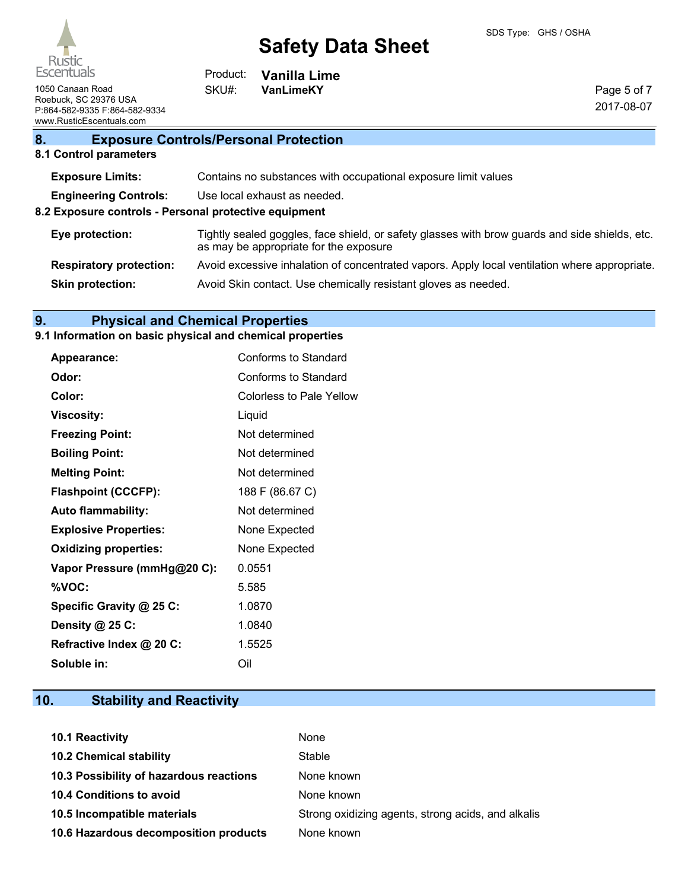## 8. Exposure Controls/Personal Protection

### 8.1 Control parameters

| | |
|---|---|
| **Exposure Limits:** | Contains no substances with occupational exposure limit values |
| **Engineering Controls:** | Use local exhaust as needed. |

### 8.2 Exposure controls - Personal protective equipment

| | |
|---|---|
| **Eye protection:** | Tightly sealed goggles, face shield, or safety glasses with brow guards and side shields, etc. as may be appropriate for the exposure |
| **Respiratory protection:** | Avoid excessive inhalation of concentrated vapors. Apply local ventilation where appropriate. |
| **Skin protection:** | Avoid Skin contact. Use chemically resistant gloves as needed. |

## 9. Physical and Chemical Properties

### 9.1 Information on basic physical and chemical properties

| | |
|---|---|
| **Appearance:** | Conforms to Standard |
| **Odor:** | Conforms to Standard |
| **Color:** | Colorless to Pale Yellow |
| **Viscosity:** | Liquid |
| **Freezing Point:** | Not determined |
| **Boiling Point:** | Not determined |
| **Melting Point:** | Not determined |
| **Flashpoint (CCCFP):** | 188 F (86.67 C) |
| **Auto flammability:** | Not determined |
| **Explosive Properties:** | None Expected |
| **Oxidizing properties:** | None Expected |
| **Vapor Pressure (mmHg@20 C):** | 0.0551 |
| **%VOC:** | 5.585 |
| **Specific Gravity @ 25 C:** | 1.0870 |
| **Density @ 25 C:** | 1.0840 |
| **Refractive Index @ 20 C:** | 1.5525 |
| **Soluble in:** | Oil |

## 10. Stability and Reactivity

| | |
|---|---|
| **10.1 Reactivity** | None |
| **10.2 Chemical stability** | Stable |
| **10.3 Possibility of hazardous reactions** | None known |
| **10.4 Conditions to avoid** | None known |
| **10.5 Incompatible materials** | Strong oxidizing agents, strong acids, and alkalis |
| **10.6 Hazardous decomposition products** | None known |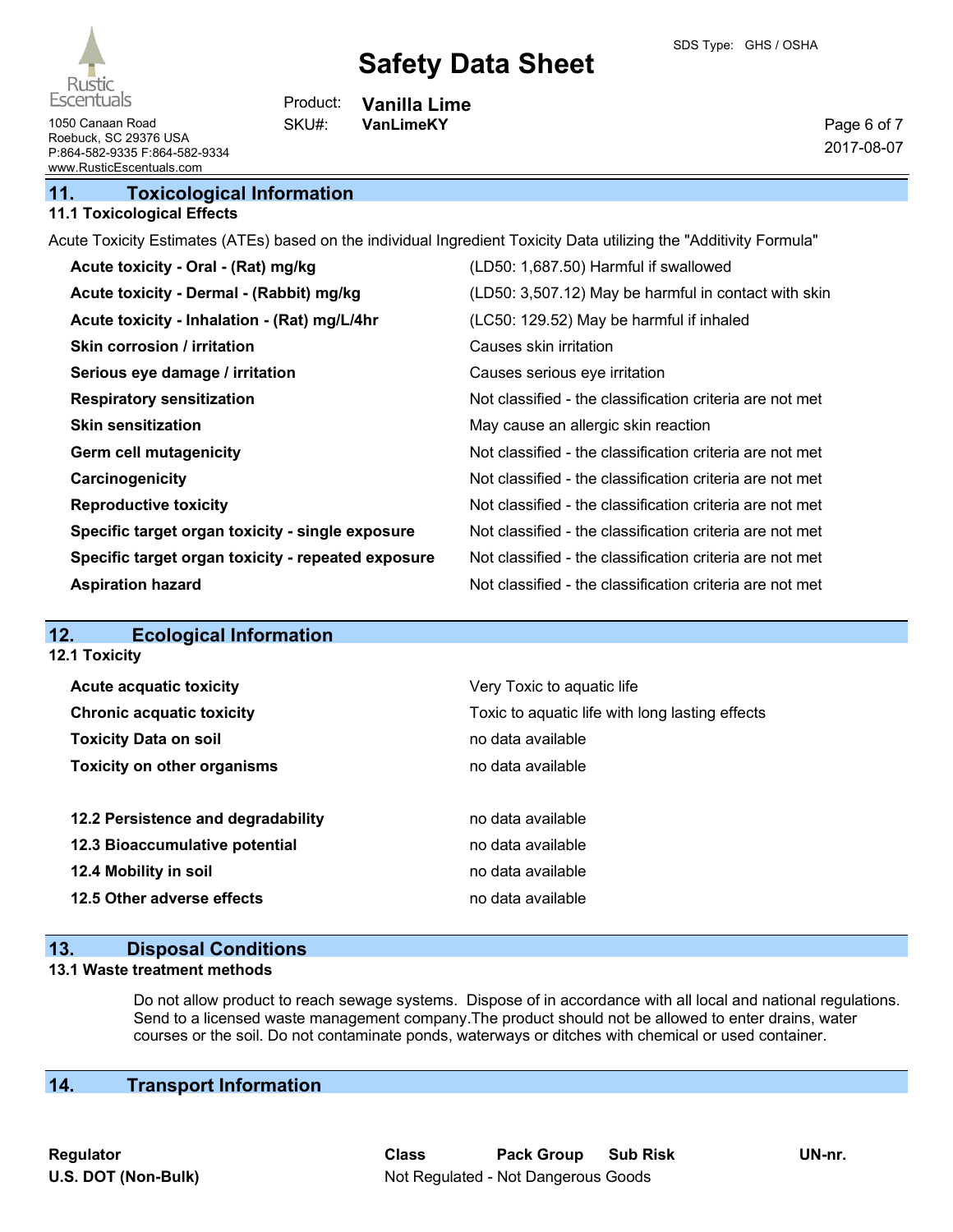## 11. Toxicological Information

### 11.1 Toxicological Effects

Acute Toxicity Estimates (ATEs) based on the individual Ingredient Toxicity Data utilizing the "Additivity Formula"

| | |
|---|---|
| **Acute toxicity - Oral - (Rat) mg/kg** | (LD50: 1,687.50) Harmful if swallowed |
| **Acute toxicity - Dermal - (Rabbit) mg/kg** | (LD50: 3,507.12) May be harmful in contact with skin |
| **Acute toxicity - Inhalation - (Rat) mg/L/4hr** | (LC50: 129.52) May be harmful if inhaled |
| **Skin corrosion / irritation** | Causes skin irritation |
| **Serious eye damage / irritation** | Causes serious eye irritation |
| **Respiratory sensitization** | Not classified - the classification criteria are not met |
| **Skin sensitization** | May cause an allergic skin reaction |
| **Germ cell mutagenicity** | Not classified - the classification criteria are not met |
| **Carcinogenicity** | Not classified - the classification criteria are not met |
| **Reproductive toxicity** | Not classified - the classification criteria are not met |
| **Specific target organ toxicity - single exposure** | Not classified - the classification criteria are not met |
| **Specific target organ toxicity - repeated exposure** | Not classified - the classification criteria are not met |
| **Aspiration hazard** | Not classified - the classification criteria are not met |

## 12. Ecological Information

### 12.1 Toxicity

| | |
|---|---|
| **Acute acquatic toxicity** | Very Toxic to aquatic life |
| **Chronic acquatic toxicity** | Toxic to aquatic life with long lasting effects |
| **Toxicity Data on soil** | no data available |
| **Toxicity on other organisms** | no data available |

| | |
|---|---|
| **12.2 Persistence and degradability** | no data available |
| **12.3 Bioaccumulative potential** | no data available |
| **12.4 Mobility in soil** | no data available |
| **12.5 Other adverse effects** | no data available |

## 13. Disposal Conditions

### 13.1 Waste treatment methods

Do not allow product to reach sewage systems. Dispose of in accordance with all local and national regulations. Send to a licensed waste management company.The product should not be allowed to enter drains, water courses or the soil. Do not contaminate ponds, waterways or ditches with chemical or used container.

## 14. Transport Information

| Regulator | Class | Pack Group | Sub Risk | UN-nr. |
|---|---|---|---|---|
| **U.S. DOT (Non-Bulk)** | Not Regulated - Not Dangerous Goods | | | |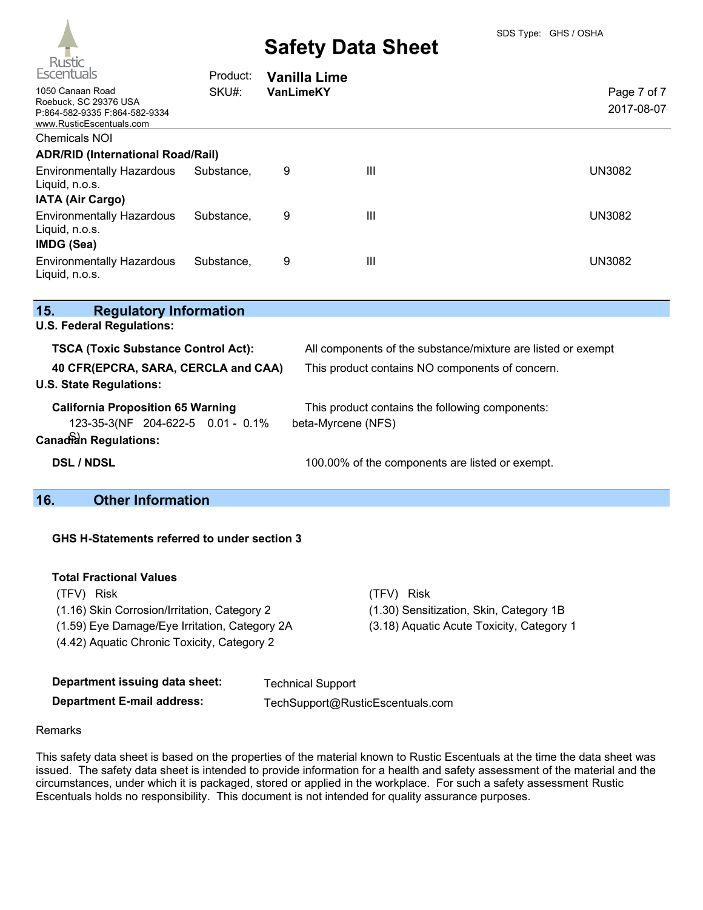Chemicals NOI

**ADR/RID (International Road/Rail)**

| | | | |
|---|---|---|---|
| Environmentally Hazardous Substance, Liquid, n.o.s. | 9 | III | UN3082 |

**IATA (Air Cargo)**

| | | | |
|---|---|---|---|
| Environmentally Hazardous Substance, Liquid, n.o.s. | 9 | III | UN3082 |

**IMDG (Sea)**

| | | | |
|---|---|---|---|
| Environmentally Hazardous Substance, Liquid, n.o.s. | 9 | III | UN3082 |

## 15. Regulatory Information

**U.S. Federal Regulations:**

**TSCA (Toxic Substance Control Act):** All components of the substance/mixture are listed or exempt

**40 CFR(EPCRA, SARA, CERCLA and CAA)** This product contains NO components of concern.

**U.S. State Regulations:**

**California Proposition 65 Warning** This product contains the following components:

| | | | |
|---|---|---|---|
| 123-35-3(NFS) | 204-622-5 | 0.01 - 0.1% | beta-Myrcene (NFS) |

**Canadian Regulations:**

**DSL / NDSL** 100.00% of the components are listed or exempt.

## 16. Other Information

**GHS H-Statements referred to under section 3**

**Total Fractional Values**

| (TFV) Risk | (TFV) Risk |
|---|---|
| (1.16) Skin Corrosion/Irritation, Category 2 | (1.30) Sensitization, Skin, Category 1B |
| (1.59) Eye Damage/Eye Irritation, Category 2A | (3.18) Aquatic Acute Toxicity, Category 1 |
| (4.42) Aquatic Chronic Toxicity, Category 2 | |

**Department issuing data sheet:** Technical Support

**Department E-mail address:** TechSupport@RusticEscentuals.com

Remarks

This safety data sheet is based on the properties of the material known to Rustic Escentuals at the time the data sheet was issued. The safety data sheet is intended to provide information for a health and safety assessment of the material and the circumstances, under which it is packaged, stored or applied in the workplace. For such a safety assessment Rustic Escentuals holds no responsibility. This document is not intended for quality assurance purposes.